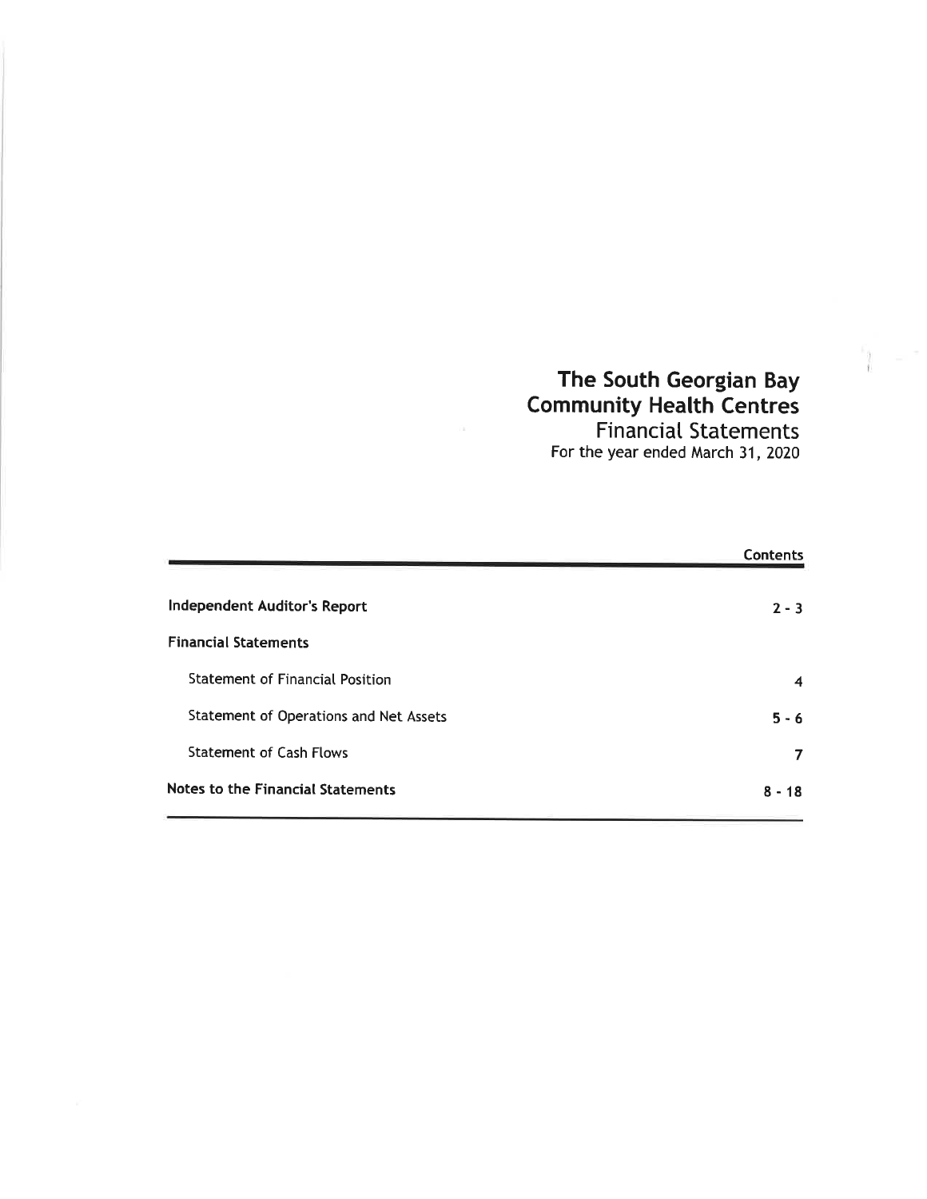# The South Georgian Bay Community Health Centres

## Financial Statements

For the year ended March 31, 2020

| | Contents |
|---|---|
| **Independent Auditor's Report** | **2 - 3** |
| **Financial Statements** | |
| Statement of Financial Position | **4** |
| Statement of Operations and Net Assets | **5 - 6** |
| Statement of Cash Flows | **7** |
| **Notes to the Financial Statements** | **8 - 18** |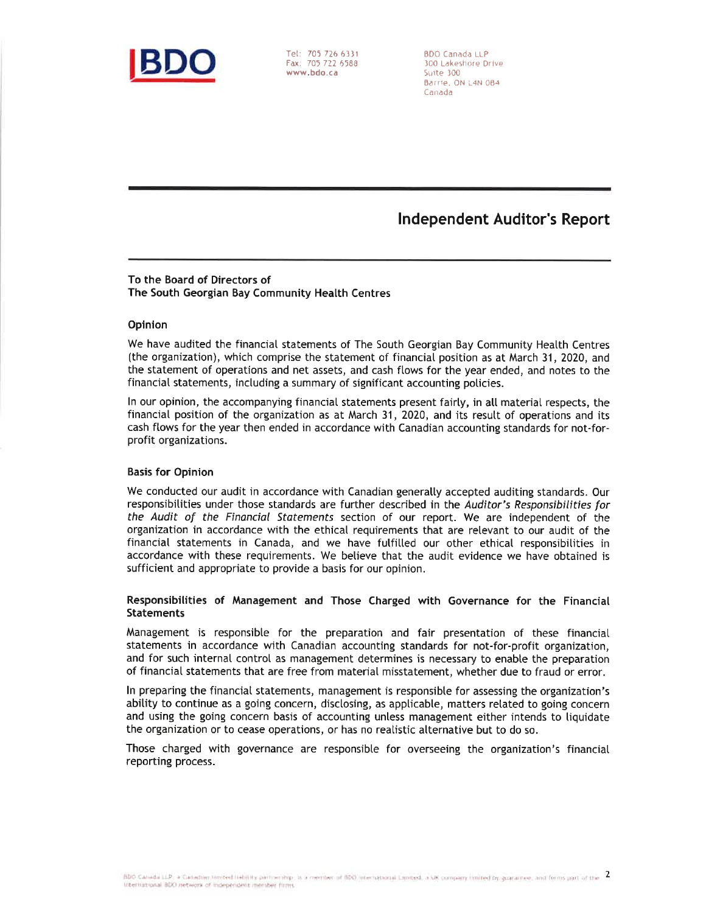BDO

Tel: 705 726 6331
Fax: 705 722 6588
www.bdo.ca

BDO Canada LLP
300 Lakeshore Drive
Suite 300
Barrie, ON L4N 0B4
Canada

# Independent Auditor's Report

**To the Board of Directors of**
**The South Georgian Bay Community Health Centres**

## Opinion

We have audited the financial statements of The South Georgian Bay Community Health Centres (the organization), which comprise the statement of financial position as at March 31, 2020, and the statement of operations and net assets, and cash flows for the year ended, and notes to the financial statements, including a summary of significant accounting policies.

In our opinion, the accompanying financial statements present fairly, in all material respects, the financial position of the organization as at March 31, 2020, and its result of operations and its cash flows for the year then ended in accordance with Canadian accounting standards for not-for-profit organizations.

## Basis for Opinion

We conducted our audit in accordance with Canadian generally accepted auditing standards. Our responsibilities under those standards are further described in the *Auditor's Responsibilities for the Audit of the Financial Statements* section of our report. We are independent of the organization in accordance with the ethical requirements that are relevant to our audit of the financial statements in Canada, and we have fulfilled our other ethical responsibilities in accordance with these requirements. We believe that the audit evidence we have obtained is sufficient and appropriate to provide a basis for our opinion.

## Responsibilities of Management and Those Charged with Governance for the Financial Statements

Management is responsible for the preparation and fair presentation of these financial statements in accordance with Canadian accounting standards for not-for-profit organization, and for such internal control as management determines is necessary to enable the preparation of financial statements that are free from material misstatement, whether due to fraud or error.

In preparing the financial statements, management is responsible for assessing the organization's ability to continue as a going concern, disclosing, as applicable, matters related to going concern and using the going concern basis of accounting unless management either intends to liquidate the organization or to cease operations, or has no realistic alternative but to do so.

Those charged with governance are responsible for overseeing the organization's financial reporting process.

BDO Canada LLP, a Canadian limited liability partnership, is a member of BDO International Limited, a UK company limited by guarantee, and forms part of the international BDO network of independent member firms.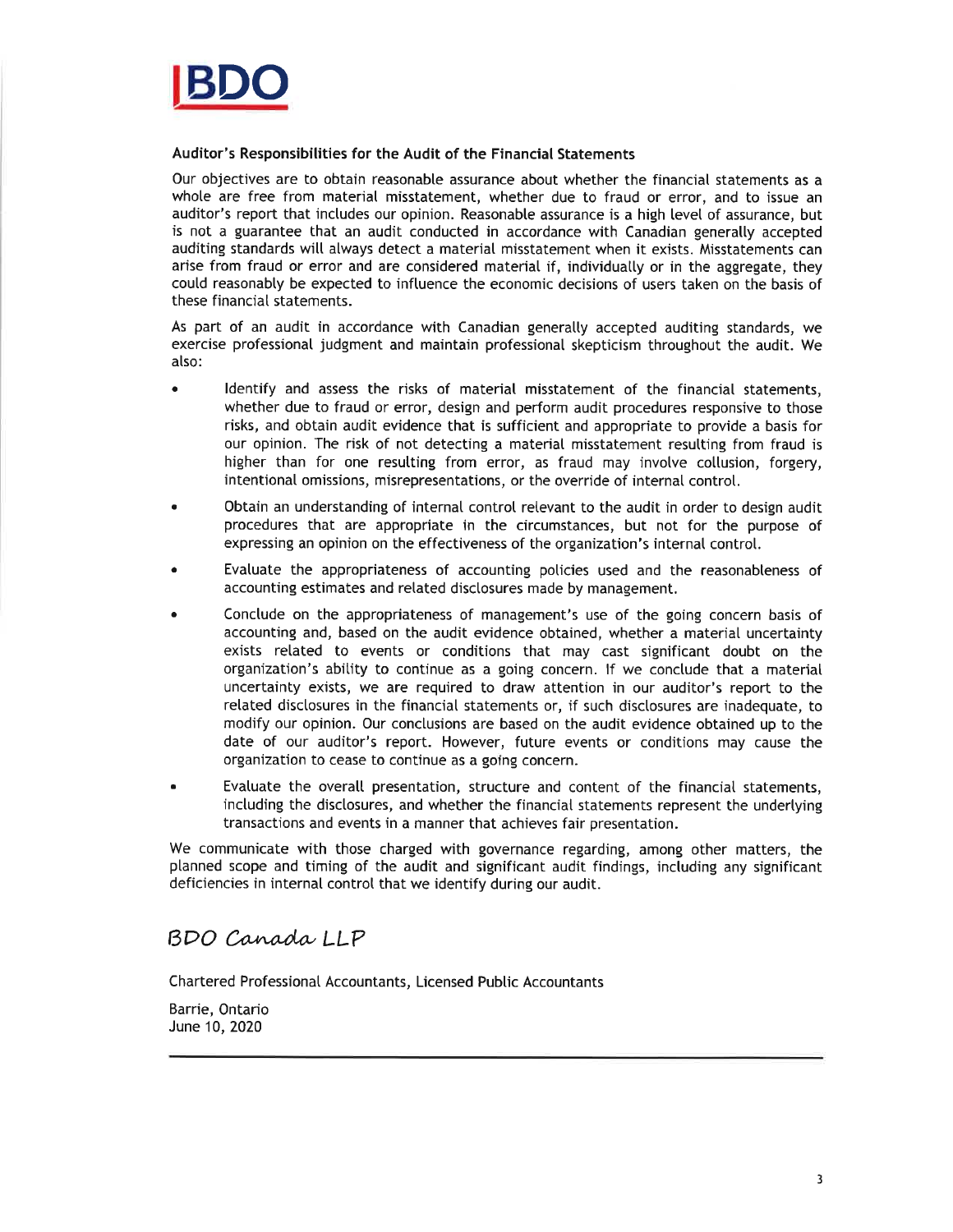### Auditor's Responsibilities for the Audit of the Financial Statements

Our objectives are to obtain reasonable assurance about whether the financial statements as a whole are free from material misstatement, whether due to fraud or error, and to issue an auditor's report that includes our opinion. Reasonable assurance is a high level of assurance, but is not a guarantee that an audit conducted in accordance with Canadian generally accepted auditing standards will always detect a material misstatement when it exists. Misstatements can arise from fraud or error and are considered material if, individually or in the aggregate, they could reasonably be expected to influence the economic decisions of users taken on the basis of these financial statements.

As part of an audit in accordance with Canadian generally accepted auditing standards, we exercise professional judgment and maintain professional skepticism throughout the audit. We also:

- Identify and assess the risks of material misstatement of the financial statements, whether due to fraud or error, design and perform audit procedures responsive to those risks, and obtain audit evidence that is sufficient and appropriate to provide a basis for our opinion. The risk of not detecting a material misstatement resulting from fraud is higher than for one resulting from error, as fraud may involve collusion, forgery, intentional omissions, misrepresentations, or the override of internal control.
- Obtain an understanding of internal control relevant to the audit in order to design audit procedures that are appropriate in the circumstances, but not for the purpose of expressing an opinion on the effectiveness of the organization's internal control.
- Evaluate the appropriateness of accounting policies used and the reasonableness of accounting estimates and related disclosures made by management.
- Conclude on the appropriateness of management's use of the going concern basis of accounting and, based on the audit evidence obtained, whether a material uncertainty exists related to events or conditions that may cast significant doubt on the organization's ability to continue as a going concern. If we conclude that a material uncertainty exists, we are required to draw attention in our auditor's report to the related disclosures in the financial statements or, if such disclosures are inadequate, to modify our opinion. Our conclusions are based on the audit evidence obtained up to the date of our auditor's report. However, future events or conditions may cause the organization to cease to continue as a going concern.
- Evaluate the overall presentation, structure and content of the financial statements, including the disclosures, and whether the financial statements represent the underlying transactions and events in a manner that achieves fair presentation.

We communicate with those charged with governance regarding, among other matters, the planned scope and timing of the audit and significant audit findings, including any significant deficiencies in internal control that we identify during our audit.

BDO Canada LLP

Chartered Professional Accountants, Licensed Public Accountants

Barrie, Ontario
June 10, 2020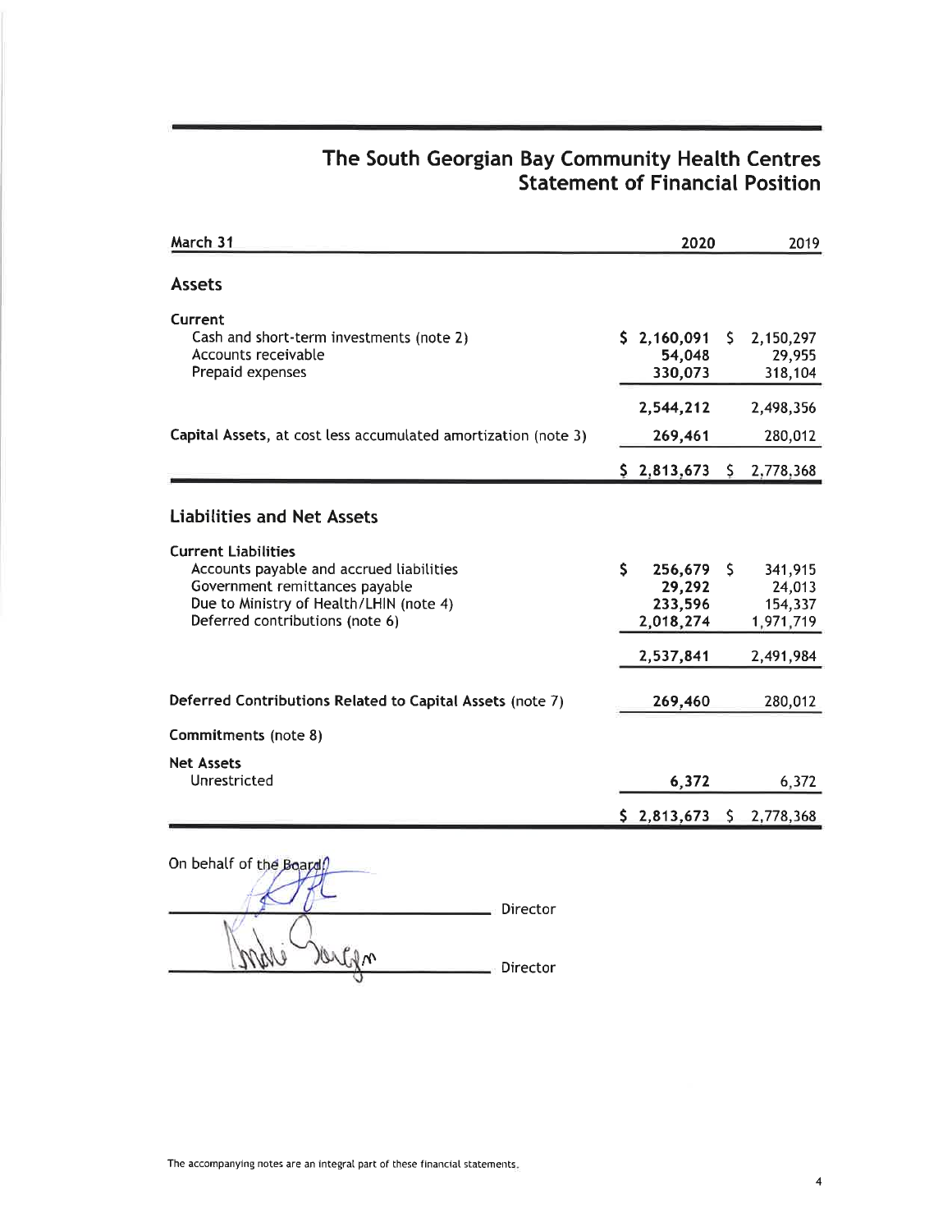# The South Georgian Bay Community Health Centres
## Statement of Financial Position

| March 31 | 2020 | 2019 |
|---|---|---|
| **Assets** | | |
| **Current** | | |
| Cash and short-term investments (note 2) | $ 2,160,091 | $ 2,150,297 |
| Accounts receivable | 54,048 | 29,955 |
| Prepaid expenses | 330,073 | 318,104 |
| | 2,544,212 | 2,498,356 |
| **Capital Assets**, at cost less accumulated amortization (note 3) | 269,461 | 280,012 |
| | $ 2,813,673 | $ 2,778,368 |
| **Liabilities and Net Assets** | | |
| **Current Liabilities** | | |
| Accounts payable and accrued liabilities | $ 256,679 | $ 341,915 |
| Government remittances payable | 29,292 | 24,013 |
| Due to Ministry of Health/LHIN (note 4) | 233,596 | 154,337 |
| Deferred contributions (note 6) | 2,018,274 | 1,971,719 |
| | 2,537,841 | 2,491,984 |
| **Deferred Contributions Related to Capital Assets** (note 7) | 269,460 | 280,012 |
| **Commitments** (note 8) | | |
| **Net Assets** | | |
| Unrestricted | 6,372 | 6,372 |
| | $ 2,813,673 | $ 2,778,368 |

On behalf of the Board:

_______________________ Director

_______________________ Director

The accompanying notes are an integral part of these financial statements.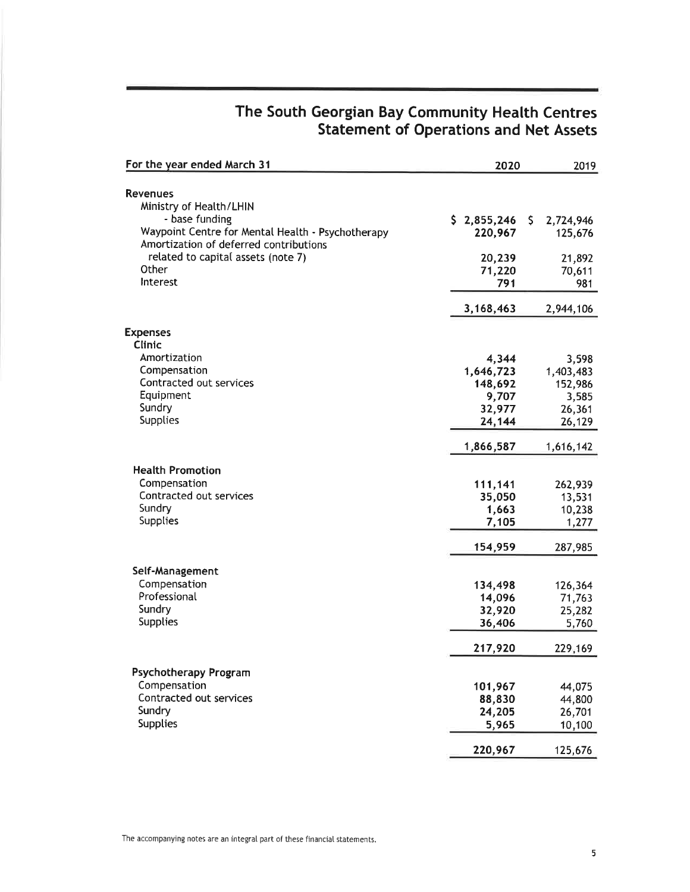# The South Georgian Bay Community Health Centres
## Statement of Operations and Net Assets

| For the year ended March 31 | 2020 | 2019 |
|---|---|---|
| **Revenues** | | |
| Ministry of Health/LHIN | | |
| - base funding | $ 2,855,246 | $ 2,724,946 |
| Waypoint Centre for Mental Health - Psychotherapy | 220,967 | 125,676 |
| Amortization of deferred contributions related to capital assets (note 7) | 20,239 | 21,892 |
| Other | 71,220 | 70,611 |
| Interest | 791 | 981 |
| | 3,168,463 | 2,944,106 |
| **Expenses** | | |
| **Clinic** | | |
| Amortization | 4,344 | 3,598 |
| Compensation | 1,646,723 | 1,403,483 |
| Contracted out services | 148,692 | 152,986 |
| Equipment | 9,707 | 3,585 |
| Sundry | 32,977 | 26,361 |
| Supplies | 24,144 | 26,129 |
| | 1,866,587 | 1,616,142 |
| **Health Promotion** | | |
| Compensation | 111,141 | 262,939 |
| Contracted out services | 35,050 | 13,531 |
| Sundry | 1,663 | 10,238 |
| Supplies | 7,105 | 1,277 |
| | 154,959 | 287,985 |
| **Self-Management** | | |
| Compensation | 134,498 | 126,364 |
| Professional | 14,096 | 71,763 |
| Sundry | 32,920 | 25,282 |
| Supplies | 36,406 | 5,760 |
| | 217,920 | 229,169 |
| **Psychotherapy Program** | | |
| Compensation | 101,967 | 44,075 |
| Contracted out services | 88,830 | 44,800 |
| Sundry | 24,205 | 26,701 |
| Supplies | 5,965 | 10,100 |
| | 220,967 | 125,676 |

The accompanying notes are an integral part of these financial statements.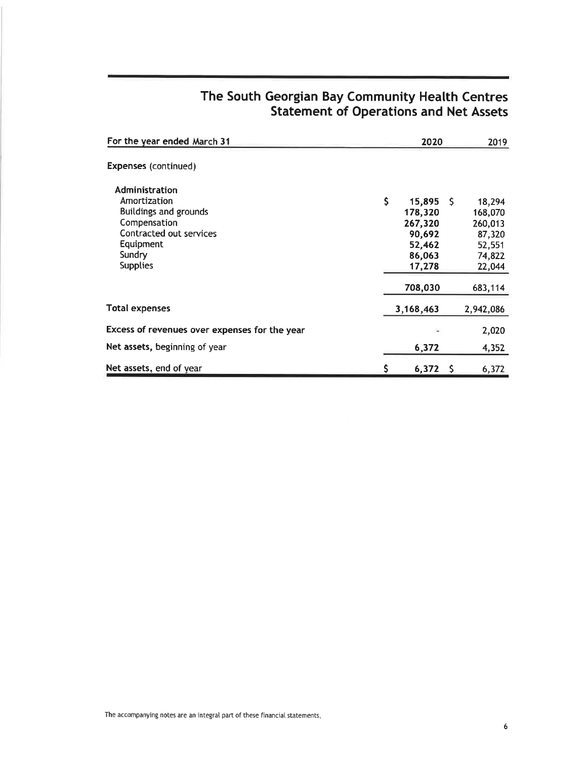# The South Georgian Bay Community Health Centres
## Statement of Operations and Net Assets

| For the year ended March 31 | 2020 | 2019 |
|---|---|---|
| **Expenses** (continued) | | |
| **Administration** | | |
| Amortization | $ 15,895 | $ 18,294 |
| Buildings and grounds | 178,320 | 168,070 |
| Compensation | 267,320 | 260,013 |
| Contracted out services | 90,692 | 87,320 |
| Equipment | 52,462 | 52,551 |
| Sundry | 86,063 | 74,822 |
| Supplies | 17,278 | 22,044 |
| | 708,030 | 683,114 |
| **Total expenses** | 3,168,463 | 2,942,086 |
| **Excess of revenues over expenses for the year** | - | 2,020 |
| **Net assets,** beginning of year | 6,372 | 4,352 |
| **Net assets,** end of year | $ 6,372 | $ 6,372 |

The accompanying notes are an integral part of these financial statements.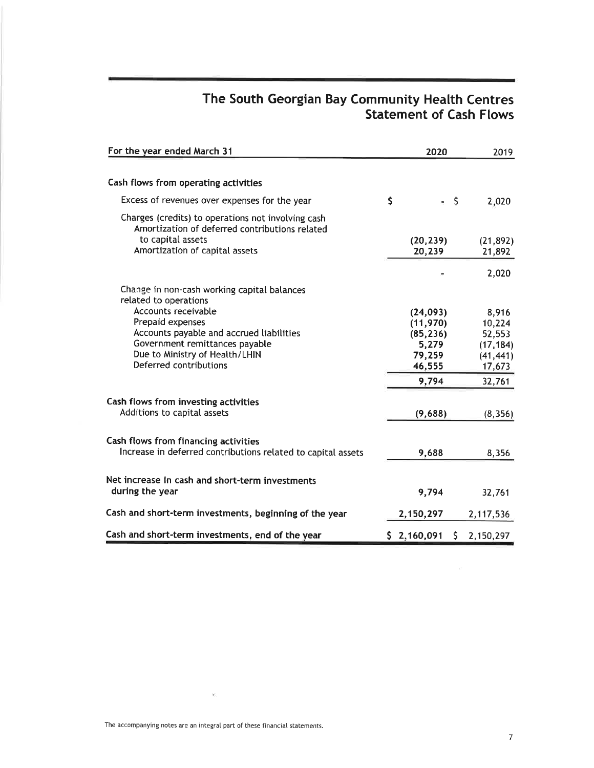# The South Georgian Bay Community Health Centres
## Statement of Cash Flows

| For the year ended March 31 | 2020 | 2019 |
|---|---|---|
| **Cash flows from operating activities** | | |
| Excess of revenues over expenses for the year | $ - | $ 2,020 |
| Charges (credits) to operations not involving cash | | |
| Amortization of deferred contributions related to capital assets | (20,239) | (21,892) |
| Amortization of capital assets | 20,239 | 21,892 |
| | - | 2,020 |
| Change in non-cash working capital balances related to operations | | |
| Accounts receivable | (24,093) | 8,916 |
| Prepaid expenses | (11,970) | 10,224 |
| Accounts payable and accrued liabilities | (85,236) | 52,553 |
| Government remittances payable | 5,279 | (17,184) |
| Due to Ministry of Health/LHIN | 79,259 | (41,441) |
| Deferred contributions | 46,555 | 17,673 |
| | 9,794 | 32,761 |
| **Cash flows from investing activities** | | |
| Additions to capital assets | (9,688) | (8,356) |
| **Cash flows from financing activities** | | |
| Increase in deferred contributions related to capital assets | 9,688 | 8,356 |
| **Net increase in cash and short-term investments during the year** | 9,794 | 32,761 |
| **Cash and short-term investments, beginning of the year** | 2,150,297 | 2,117,536 |
| **Cash and short-term investments, end of the year** | $ 2,160,091 | $ 2,150,297 |

The accompanying notes are an integral part of these financial statements.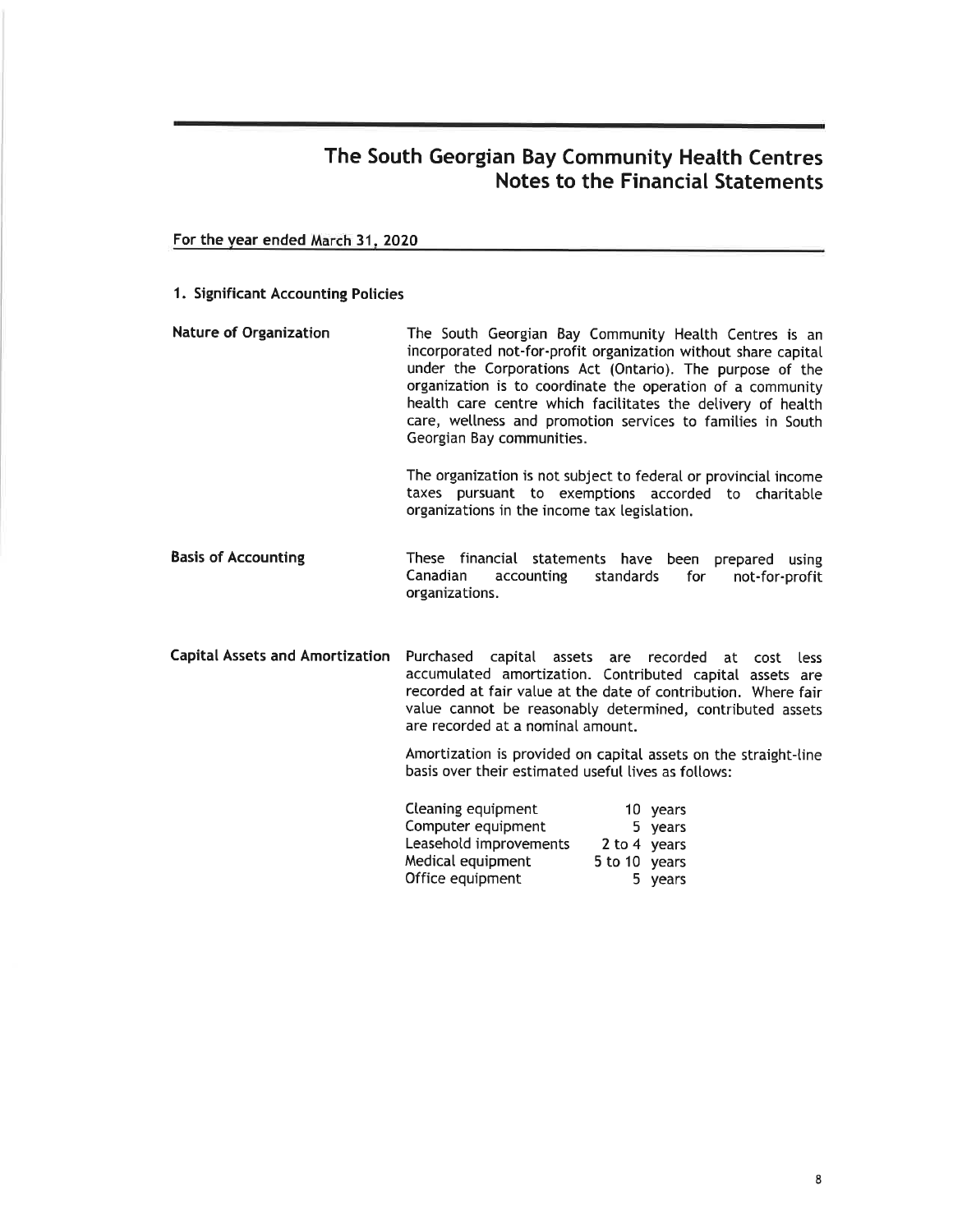# The South Georgian Bay Community Health Centres
## Notes to the Financial Statements

For the year ended March 31, 2020

### 1. Significant Accounting Policies

**Nature of Organization**

The South Georgian Bay Community Health Centres is an incorporated not-for-profit organization without share capital under the Corporations Act (Ontario). The purpose of the organization is to coordinate the operation of a community health care centre which facilitates the delivery of health care, wellness and promotion services to families in South Georgian Bay communities.

The organization is not subject to federal or provincial income taxes pursuant to exemptions accorded to charitable organizations in the income tax legislation.

**Basis of Accounting**

These financial statements have been prepared using Canadian accounting standards for not-for-profit organizations.

**Capital Assets and Amortization**

Purchased capital assets are recorded at cost less accumulated amortization. Contributed capital assets are recorded at fair value at the date of contribution. Where fair value cannot be reasonably determined, contributed assets are recorded at a nominal amount.

Amortization is provided on capital assets on the straight-line basis over their estimated useful lives as follows:

| | |
|---|---|
| Cleaning equipment | 10 years |
| Computer equipment | 5 years |
| Leasehold improvements | 2 to 4 years |
| Medical equipment | 5 to 10 years |
| Office equipment | 5 years |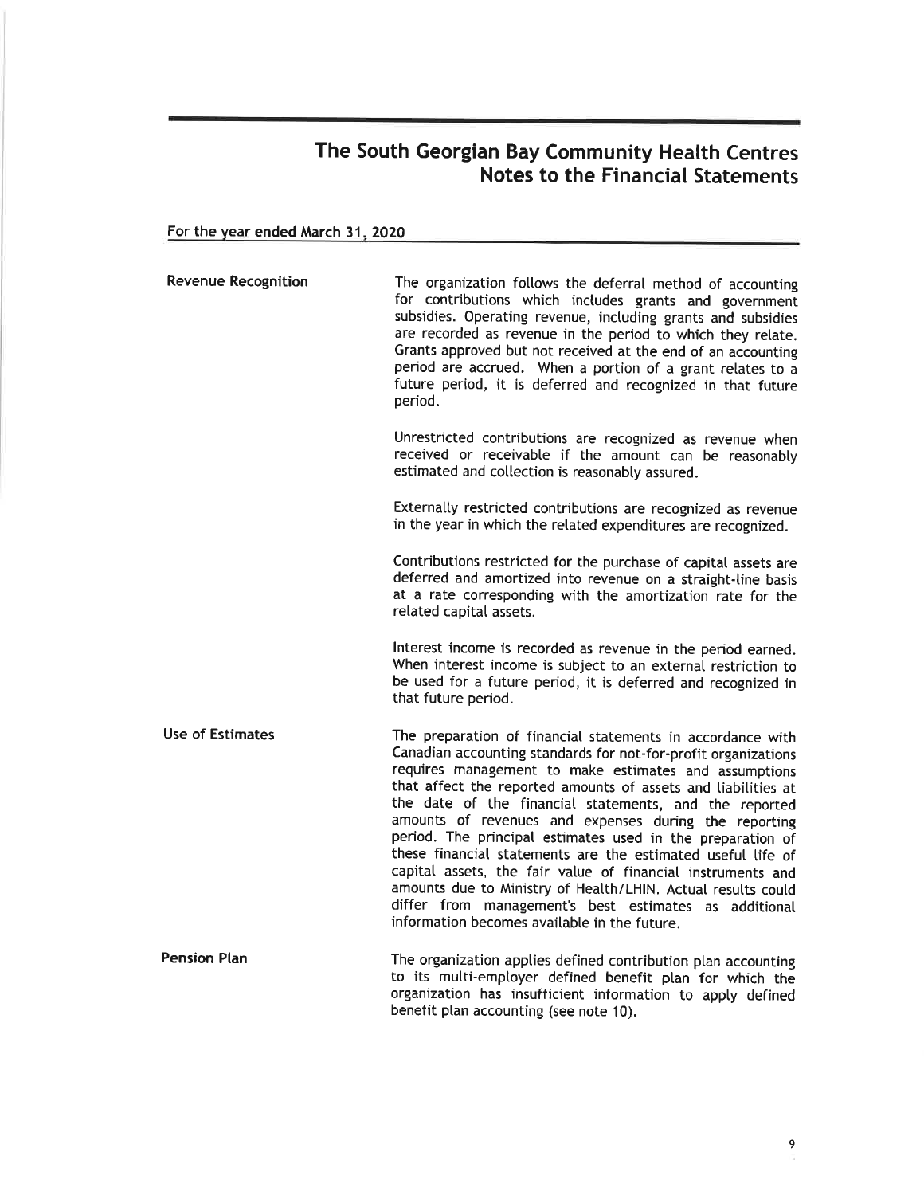# The South Georgian Bay Community Health Centres
## Notes to the Financial Statements

For the year ended March 31, 2020

**Revenue Recognition**

The organization follows the deferral method of accounting for contributions which includes grants and government subsidies. Operating revenue, including grants and subsidies are recorded as revenue in the period to which they relate. Grants approved but not received at the end of an accounting period are accrued. When a portion of a grant relates to a future period, it is deferred and recognized in that future period.

Unrestricted contributions are recognized as revenue when received or receivable if the amount can be reasonably estimated and collection is reasonably assured.

Externally restricted contributions are recognized as revenue in the year in which the related expenditures are recognized.

Contributions restricted for the purchase of capital assets are deferred and amortized into revenue on a straight-line basis at a rate corresponding with the amortization rate for the related capital assets.

Interest income is recorded as revenue in the period earned. When interest income is subject to an external restriction to be used for a future period, it is deferred and recognized in that future period.

**Use of Estimates**

The preparation of financial statements in accordance with Canadian accounting standards for not-for-profit organizations requires management to make estimates and assumptions that affect the reported amounts of assets and liabilities at the date of the financial statements, and the reported amounts of revenues and expenses during the reporting period. The principal estimates used in the preparation of these financial statements are the estimated useful life of capital assets, the fair value of financial instruments and amounts due to Ministry of Health/LHIN. Actual results could differ from management's best estimates as additional information becomes available in the future.

**Pension Plan**

The organization applies defined contribution plan accounting to its multi-employer defined benefit plan for which the organization has insufficient information to apply defined benefit plan accounting (see note 10).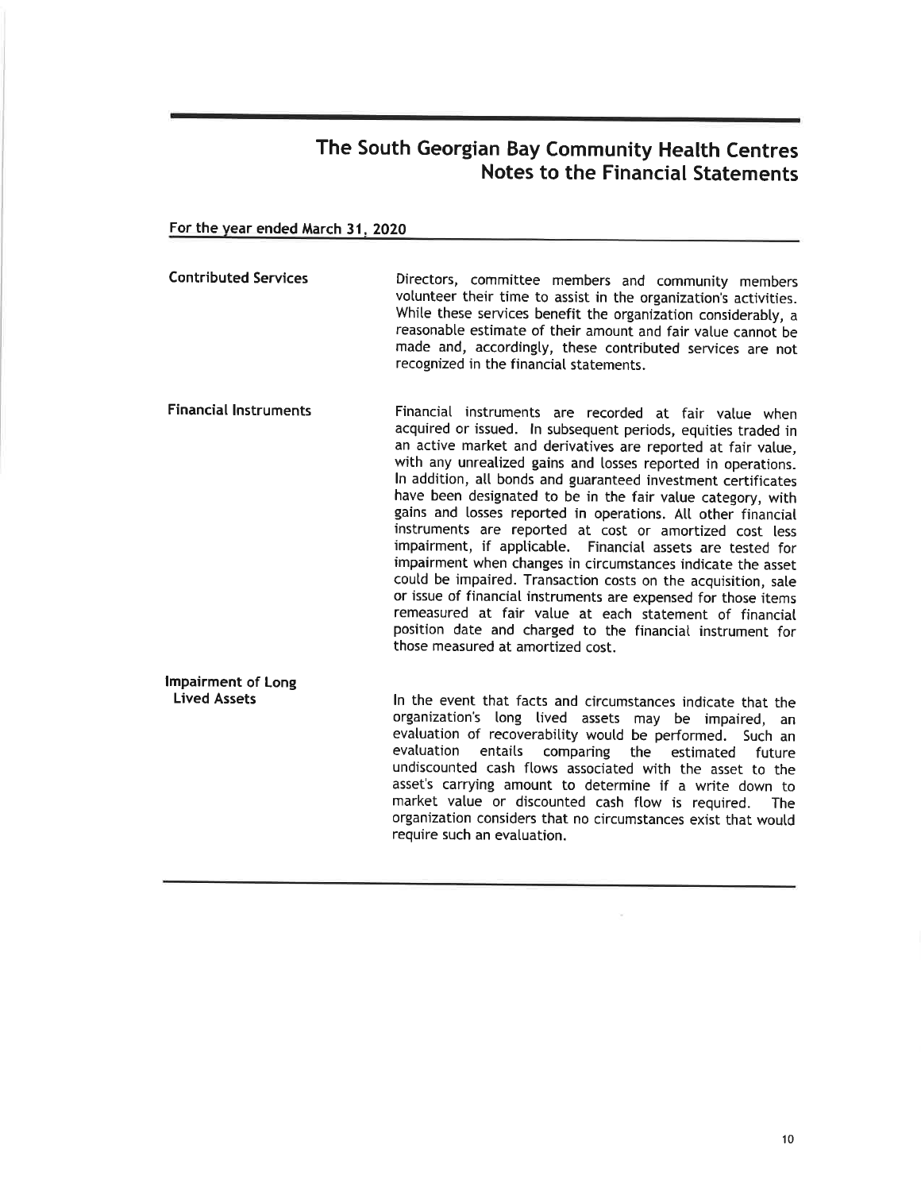# The South Georgian Bay Community Health Centres
## Notes to the Financial Statements

**For the year ended March 31, 2020**

**Contributed Services**

Directors, committee members and community members volunteer their time to assist in the organization's activities. While these services benefit the organization considerably, a reasonable estimate of their amount and fair value cannot be made and, accordingly, these contributed services are not recognized in the financial statements.

**Financial Instruments**

Financial instruments are recorded at fair value when acquired or issued. In subsequent periods, equities traded in an active market and derivatives are reported at fair value, with any unrealized gains and losses reported in operations. In addition, all bonds and guaranteed investment certificates have been designated to be in the fair value category, with gains and losses reported in operations. All other financial instruments are reported at cost or amortized cost less impairment, if applicable. Financial assets are tested for impairment when changes in circumstances indicate the asset could be impaired. Transaction costs on the acquisition, sale or issue of financial instruments are expensed for those items remeasured at fair value at each statement of financial position date and charged to the financial instrument for those measured at amortized cost.

**Impairment of Long Lived Assets**

In the event that facts and circumstances indicate that the organization's long lived assets may be impaired, an evaluation of recoverability would be performed. Such an evaluation entails comparing the estimated future undiscounted cash flows associated with the asset to the asset's carrying amount to determine if a write down to market value or discounted cash flow is required. The organization considers that no circumstances exist that would require such an evaluation.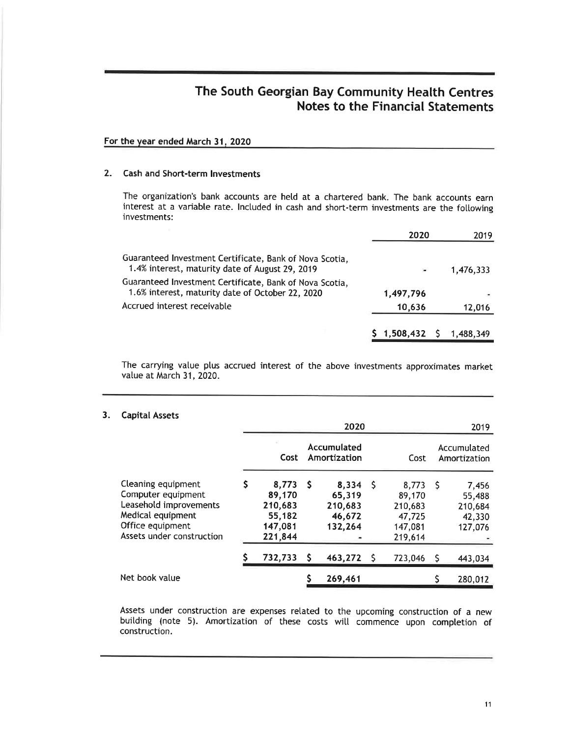# The South Georgian Bay Community Health Centres
## Notes to the Financial Statements

**For the year ended March 31, 2020**

### 2. Cash and Short-term Investments

The organization's bank accounts are held at a chartered bank. The bank accounts earn interest at a variable rate. Included in cash and short-term investments are the following investments:

| | 2020 | 2019 |
|---|---|---|
| Guaranteed Investment Certificate, Bank of Nova Scotia, 1.4% interest, maturity date of August 29, 2019 | - | 1,476,333 |
| Guaranteed Investment Certificate, Bank of Nova Scotia, 1.6% interest, maturity date of October 22, 2020 | 1,497,796 | - |
| Accrued interest receivable | 10,636 | 12,016 |
| | $ 1,508,432 | $ 1,488,349 |

The carrying value plus accrued interest of the above investments approximates market value at March 31, 2020.

### 3. Capital Assets

| | 2020 | | 2019 | |
|---|---|---|---|---|
| | Cost | Accumulated Amortization | Cost | Accumulated Amortization |
| Cleaning equipment | $ 8,773 | $ 8,334 | $ 8,773 | $ 7,456 |
| Computer equipment | 89,170 | 65,319 | 89,170 | 55,488 |
| Leasehold improvements | 210,683 | 210,683 | 210,683 | 210,684 |
| Medical equipment | 55,182 | 46,672 | 47,725 | 42,330 |
| Office equipment | 147,081 | 132,264 | 147,081 | 127,076 |
| Assets under construction | 221,844 | - | 219,614 | - |
| | $ 732,733 | $ 463,272 | $ 723,046 | $ 443,034 |
| Net book value | | $ 269,461 | | $ 280,012 |

Assets under construction are expenses related to the upcoming construction of a new building (note 5). Amortization of these costs will commence upon completion of construction.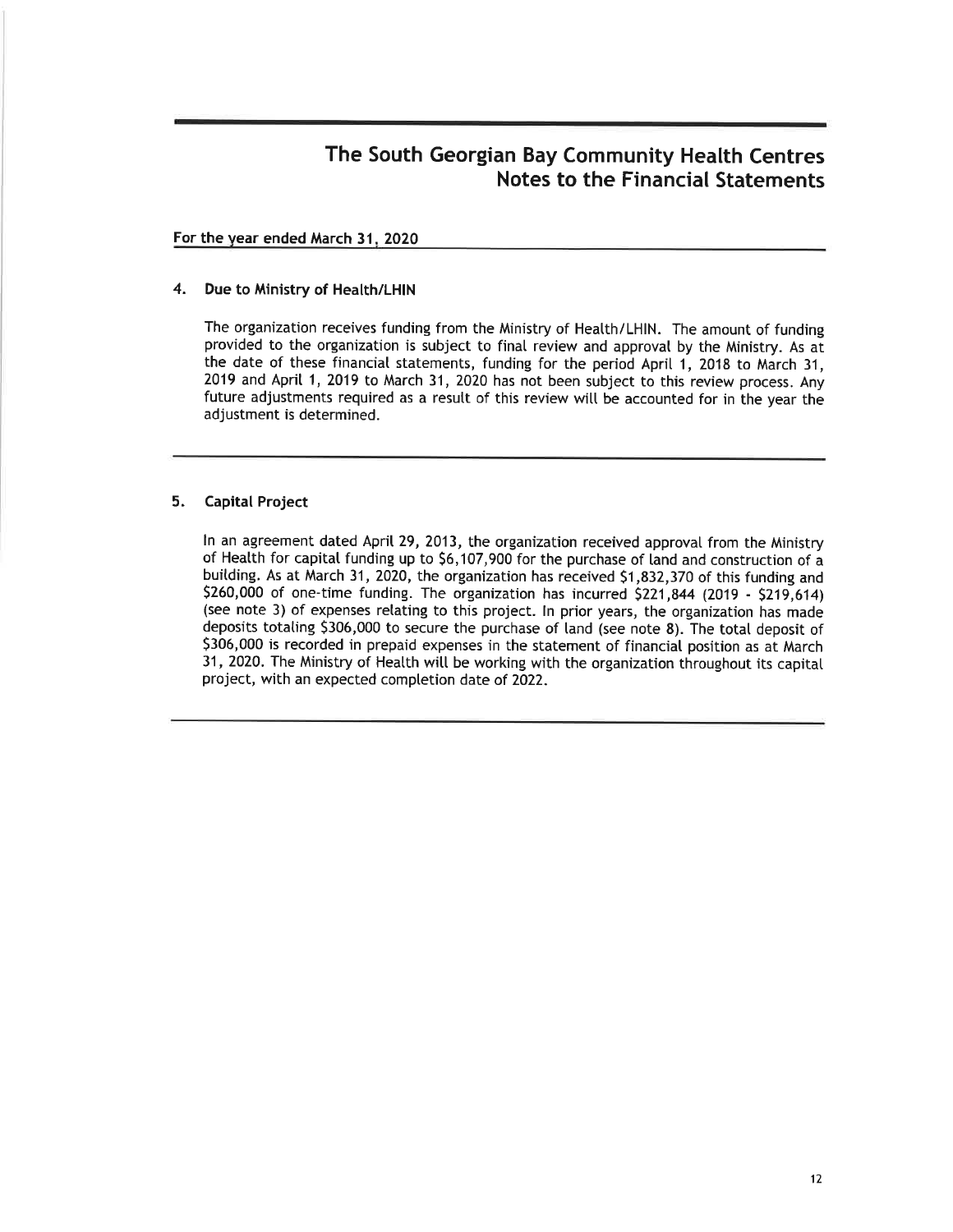# The South Georgian Bay Community Health Centres
## Notes to the Financial Statements

**For the year ended March 31, 2020**

### 4. Due to Ministry of Health/LHIN

The organization receives funding from the Ministry of Health/LHIN. The amount of funding provided to the organization is subject to final review and approval by the Ministry. As at the date of these financial statements, funding for the period April 1, 2018 to March 31, 2019 and April 1, 2019 to March 31, 2020 has not been subject to this review process. Any future adjustments required as a result of this review will be accounted for in the year the adjustment is determined.

### 5. Capital Project

In an agreement dated April 29, 2013, the organization received approval from the Ministry of Health for capital funding up to $6,107,900 for the purchase of land and construction of a building. As at March 31, 2020, the organization has received $1,832,370 of this funding and $260,000 of one-time funding. The organization has incurred $221,844 (2019 - $219,614) (see note 3) of expenses relating to this project. In prior years, the organization has made deposits totaling $306,000 to secure the purchase of land (see note 8). The total deposit of $306,000 is recorded in prepaid expenses in the statement of financial position as at March 31, 2020. The Ministry of Health will be working with the organization throughout its capital project, with an expected completion date of 2022.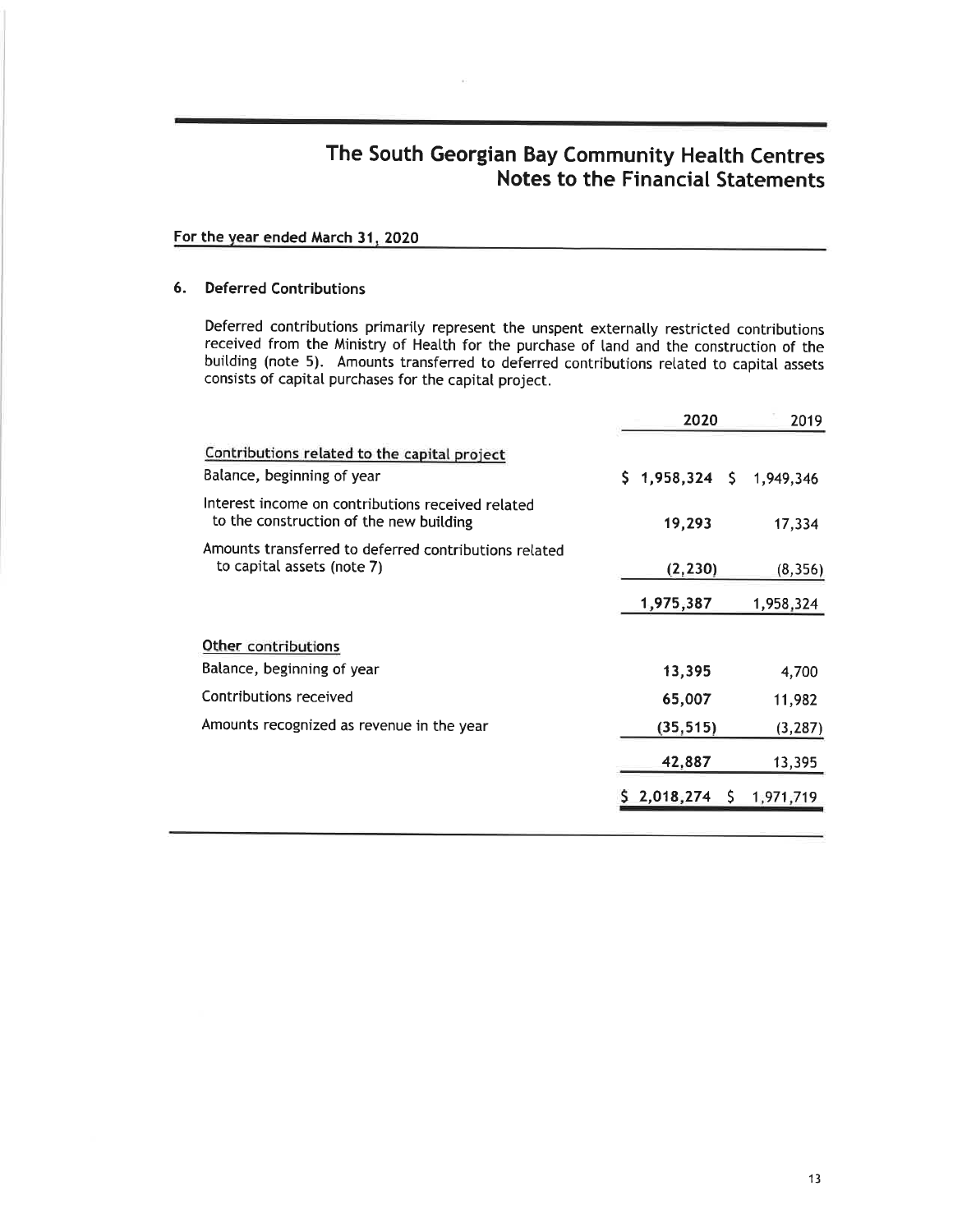# The South Georgian Bay Community Health Centres
## Notes to the Financial Statements

**For the year ended March 31, 2020**

### 6. Deferred Contributions

Deferred contributions primarily represent the unspent externally restricted contributions received from the Ministry of Health for the purchase of land and the construction of the building (note 5). Amounts transferred to deferred contributions related to capital assets consists of capital purchases for the capital project.

| | 2020 | 2019 |
|---|---|---|
| Contributions related to the capital project | | |
| Balance, beginning of year | $ 1,958,324 | $ 1,949,346 |
| Interest income on contributions received related to the construction of the new building | 19,293 | 17,334 |
| Amounts transferred to deferred contributions related to capital assets (note 7) | (2,230) | (8,356) |
| | 1,975,387 | 1,958,324 |
| Other contributions | | |
| Balance, beginning of year | 13,395 | 4,700 |
| Contributions received | 65,007 | 11,982 |
| Amounts recognized as revenue in the year | (35,515) | (3,287) |
| | 42,887 | 13,395 |
| | $ 2,018,274 | $ 1,971,719 |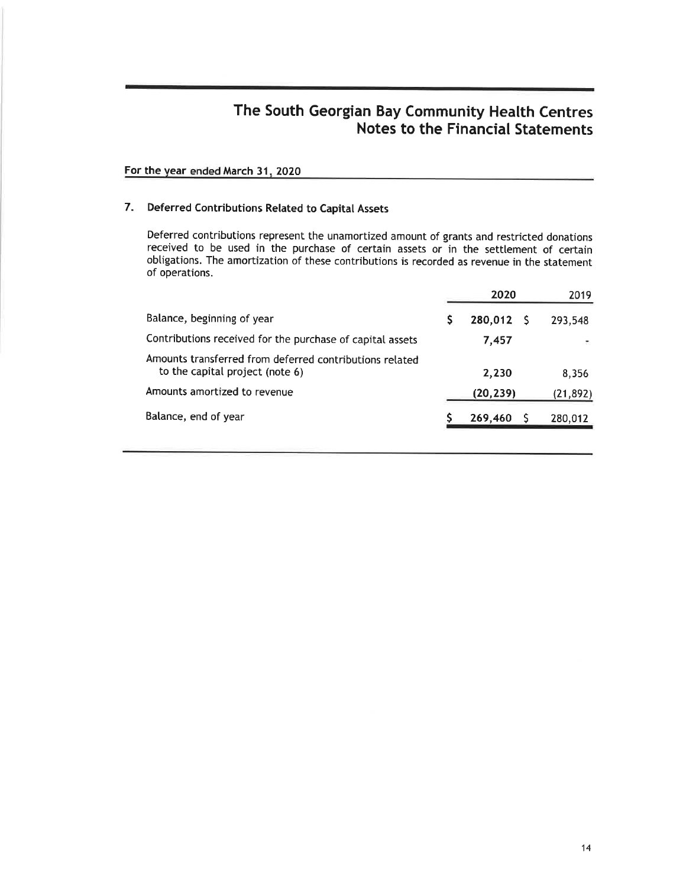# The South Georgian Bay Community Health Centres
## Notes to the Financial Statements

**For the year ended March 31, 2020**

### 7. Deferred Contributions Related to Capital Assets

Deferred contributions represent the unamortized amount of grants and restricted donations received to be used in the purchase of certain assets or in the settlement of certain obligations. The amortization of these contributions is recorded as revenue in the statement of operations.

| | 2020 | 2019 |
|---|---|---|
| Balance, beginning of year | $ 280,012 | $ 293,548 |
| Contributions received for the purchase of capital assets | 7,457 | - |
| Amounts transferred from deferred contributions related to the capital project (note 6) | 2,230 | 8,356 |
| Amounts amortized to revenue | (20,239) | (21,892) |
| Balance, end of year | $ 269,460 | $ 280,012 |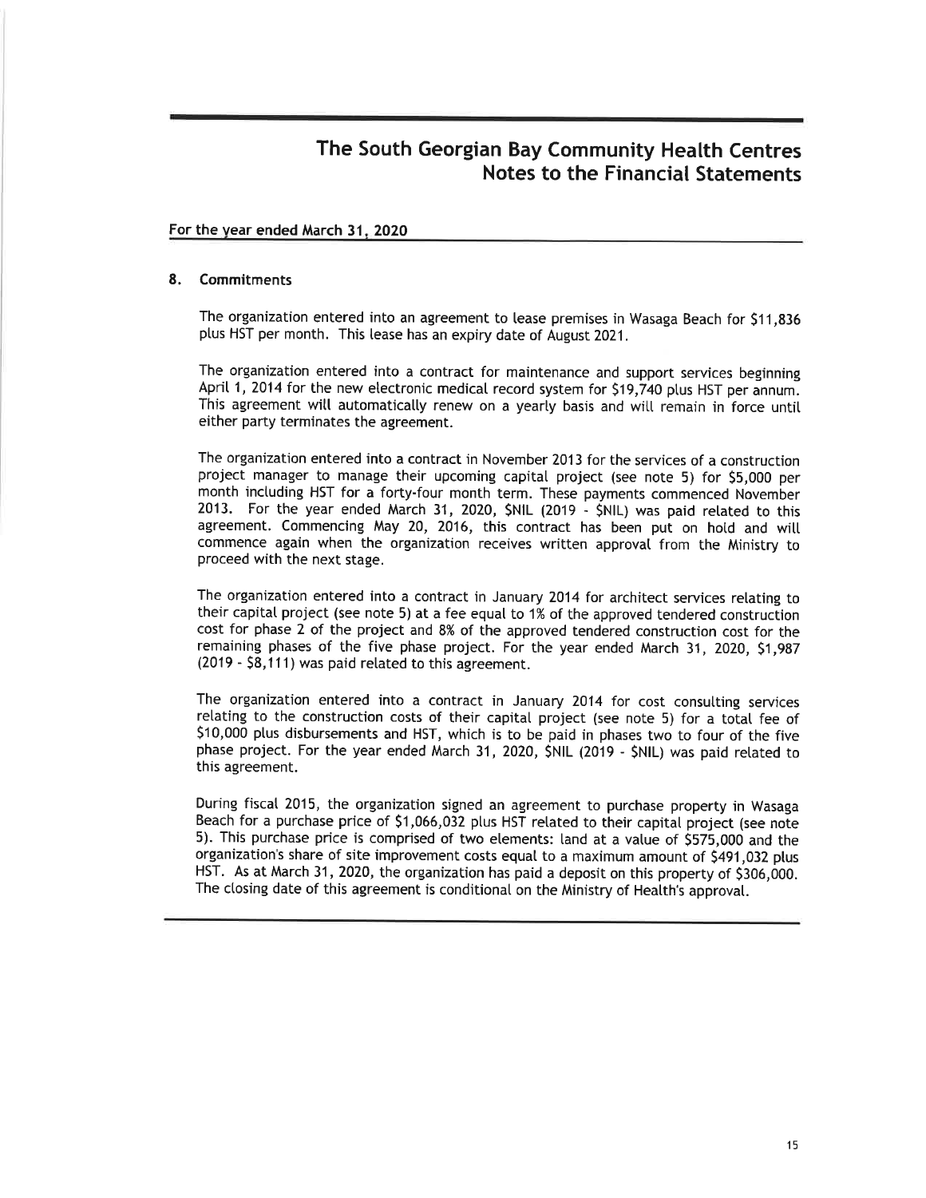# The South Georgian Bay Community Health Centres
## Notes to the Financial Statements

**For the year ended March 31, 2020**

### 8. Commitments

The organization entered into an agreement to lease premises in Wasaga Beach for $11,836 plus HST per month. This lease has an expiry date of August 2021.

The organization entered into a contract for maintenance and support services beginning April 1, 2014 for the new electronic medical record system for $19,740 plus HST per annum. This agreement will automatically renew on a yearly basis and will remain in force until either party terminates the agreement.

The organization entered into a contract in November 2013 for the services of a construction project manager to manage their upcoming capital project (see note 5) for $5,000 per month including HST for a forty-four month term. These payments commenced November 2013. For the year ended March 31, 2020, $NIL (2019 - $NIL) was paid related to this agreement. Commencing May 20, 2016, this contract has been put on hold and will commence again when the organization receives written approval from the Ministry to proceed with the next stage.

The organization entered into a contract in January 2014 for architect services relating to their capital project (see note 5) at a fee equal to 1% of the approved tendered construction cost for phase 2 of the project and 8% of the approved tendered construction cost for the remaining phases of the five phase project. For the year ended March 31, 2020, $1,987 (2019 - $8,111) was paid related to this agreement.

The organization entered into a contract in January 2014 for cost consulting services relating to the construction costs of their capital project (see note 5) for a total fee of $10,000 plus disbursements and HST, which is to be paid in phases two to four of the five phase project. For the year ended March 31, 2020, $NIL (2019 - $NIL) was paid related to this agreement.

During fiscal 2015, the organization signed an agreement to purchase property in Wasaga Beach for a purchase price of $1,066,032 plus HST related to their capital project (see note 5). This purchase price is comprised of two elements: land at a value of $575,000 and the organization's share of site improvement costs equal to a maximum amount of $491,032 plus HST. As at March 31, 2020, the organization has paid a deposit on this property of $306,000. The closing date of this agreement is conditional on the Ministry of Health's approval.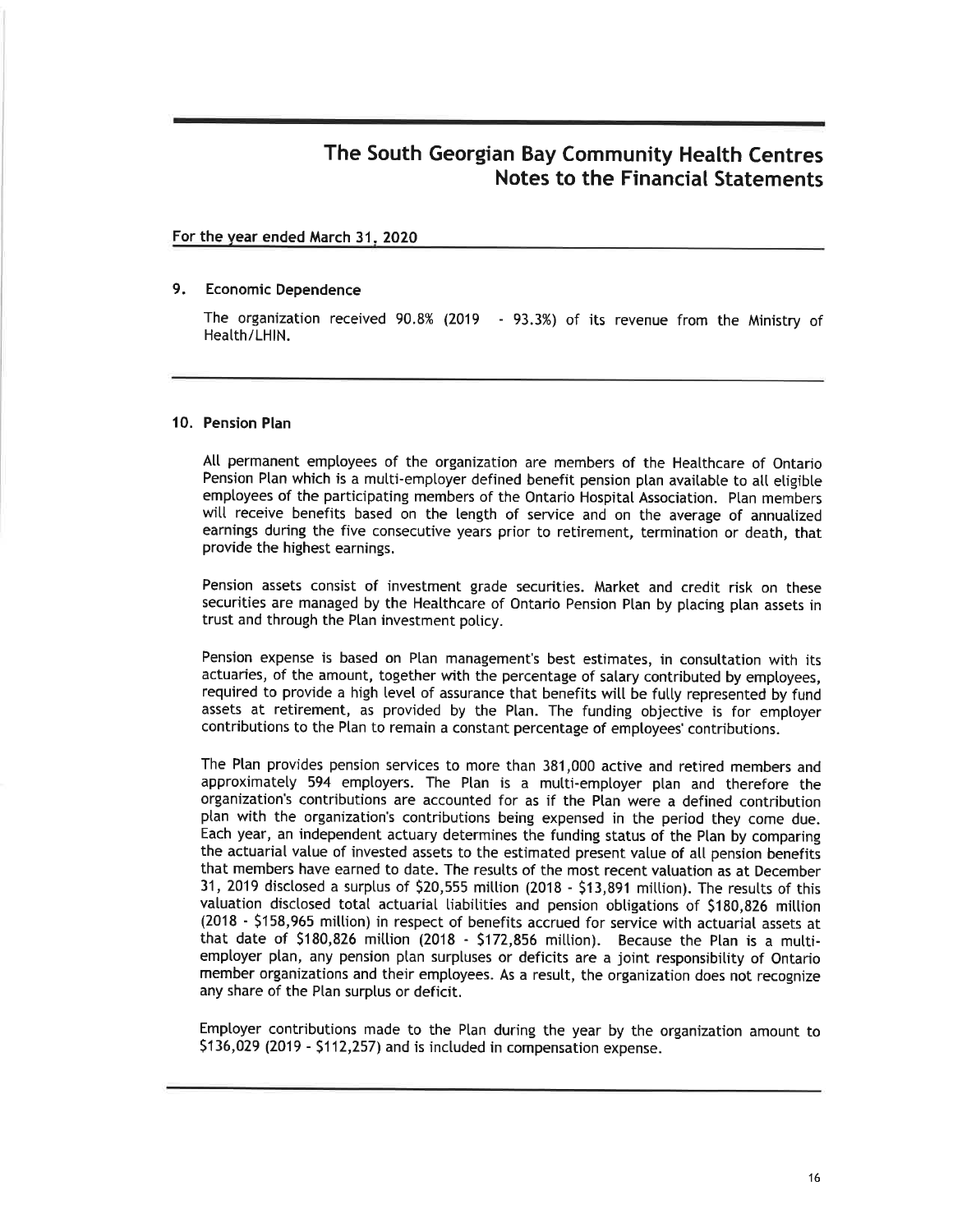# The South Georgian Bay Community Health Centres
## Notes to the Financial Statements

**For the year ended March 31, 2020**

### 9. Economic Dependence

The organization received 90.8% (2019 - 93.3%) of its revenue from the Ministry of Health/LHIN.

### 10. Pension Plan

All permanent employees of the organization are members of the Healthcare of Ontario Pension Plan which is a multi-employer defined benefit pension plan available to all eligible employees of the participating members of the Ontario Hospital Association. Plan members will receive benefits based on the length of service and on the average of annualized earnings during the five consecutive years prior to retirement, termination or death, that provide the highest earnings.

Pension assets consist of investment grade securities. Market and credit risk on these securities are managed by the Healthcare of Ontario Pension Plan by placing plan assets in trust and through the Plan investment policy.

Pension expense is based on Plan management's best estimates, in consultation with its actuaries, of the amount, together with the percentage of salary contributed by employees, required to provide a high level of assurance that benefits will be fully represented by fund assets at retirement, as provided by the Plan. The funding objective is for employer contributions to the Plan to remain a constant percentage of employees' contributions.

The Plan provides pension services to more than 381,000 active and retired members and approximately 594 employers. The Plan is a multi-employer plan and therefore the organization's contributions are accounted for as if the Plan were a defined contribution plan with the organization's contributions being expensed in the period they come due. Each year, an independent actuary determines the funding status of the Plan by comparing the actuarial value of invested assets to the estimated present value of all pension benefits that members have earned to date. The results of the most recent valuation as at December 31, 2019 disclosed a surplus of $20,555 million (2018 - $13,891 million). The results of this valuation disclosed total actuarial liabilities and pension obligations of $180,826 million (2018 - $158,965 million) in respect of benefits accrued for service with actuarial assets at that date of $180,826 million (2018 - $172,856 million). Because the Plan is a multi-employer plan, any pension plan surpluses or deficits are a joint responsibility of Ontario member organizations and their employees. As a result, the organization does not recognize any share of the Plan surplus or deficit.

Employer contributions made to the Plan during the year by the organization amount to $136,029 (2019 - $112,257) and is included in compensation expense.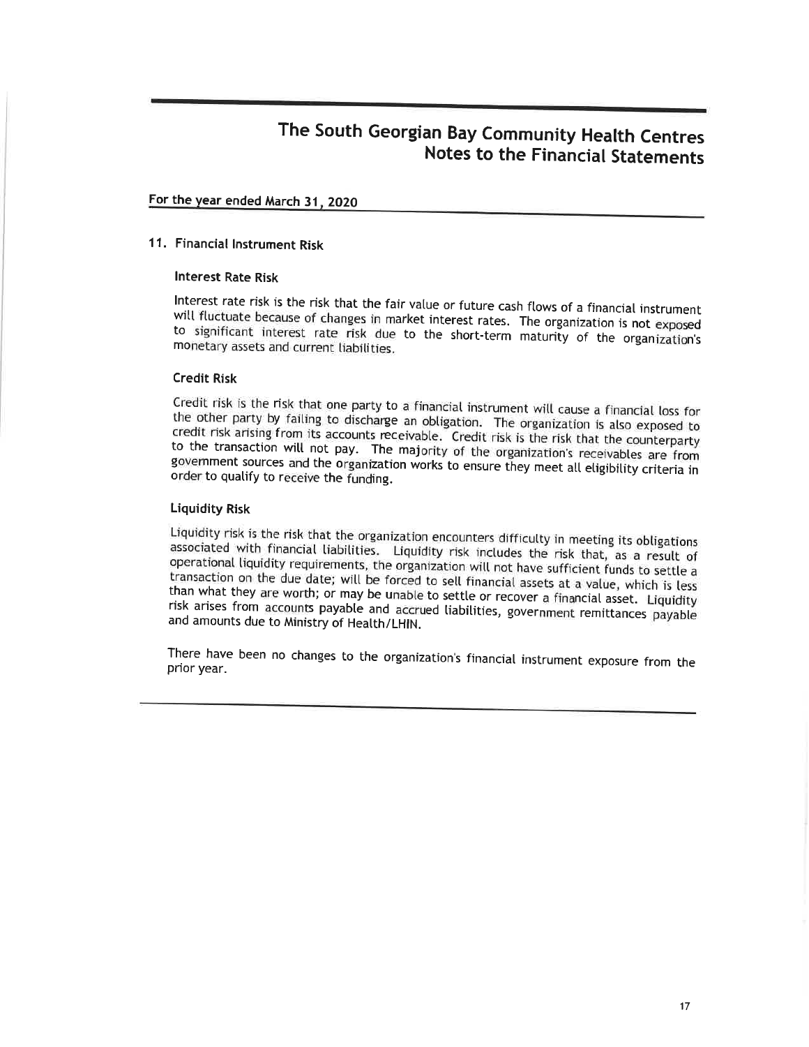# The South Georgian Bay Community Health Centres
## Notes to the Financial Statements

**For the year ended March 31, 2020**

### 11. Financial Instrument Risk

#### Interest Rate Risk

Interest rate risk is the risk that the fair value or future cash flows of a financial instrument will fluctuate because of changes in market interest rates. The organization is not exposed to significant interest rate risk due to the short-term maturity of the organization's monetary assets and current liabilities.

#### Credit Risk

Credit risk is the risk that one party to a financial instrument will cause a financial loss for the other party by failing to discharge an obligation. The organization is also exposed to credit risk arising from its accounts receivable. Credit risk is the risk that the counterparty to the transaction will not pay. The majority of the organization's receivables are from government sources and the organization works to ensure they meet all eligibility criteria in order to qualify to receive the funding.

#### Liquidity Risk

Liquidity risk is the risk that the organization encounters difficulty in meeting its obligations associated with financial liabilities. Liquidity risk includes the risk that, as a result of operational liquidity requirements, the organization will not have sufficient funds to settle a transaction on the due date; will be forced to sell financial assets at a value, which is less than what they are worth; or may be unable to settle or recover a financial asset. Liquidity risk arises from accounts payable and accrued liabilities, government remittances payable and amounts due to Ministry of Health/LHIN.

There have been no changes to the organization's financial instrument exposure from the prior year.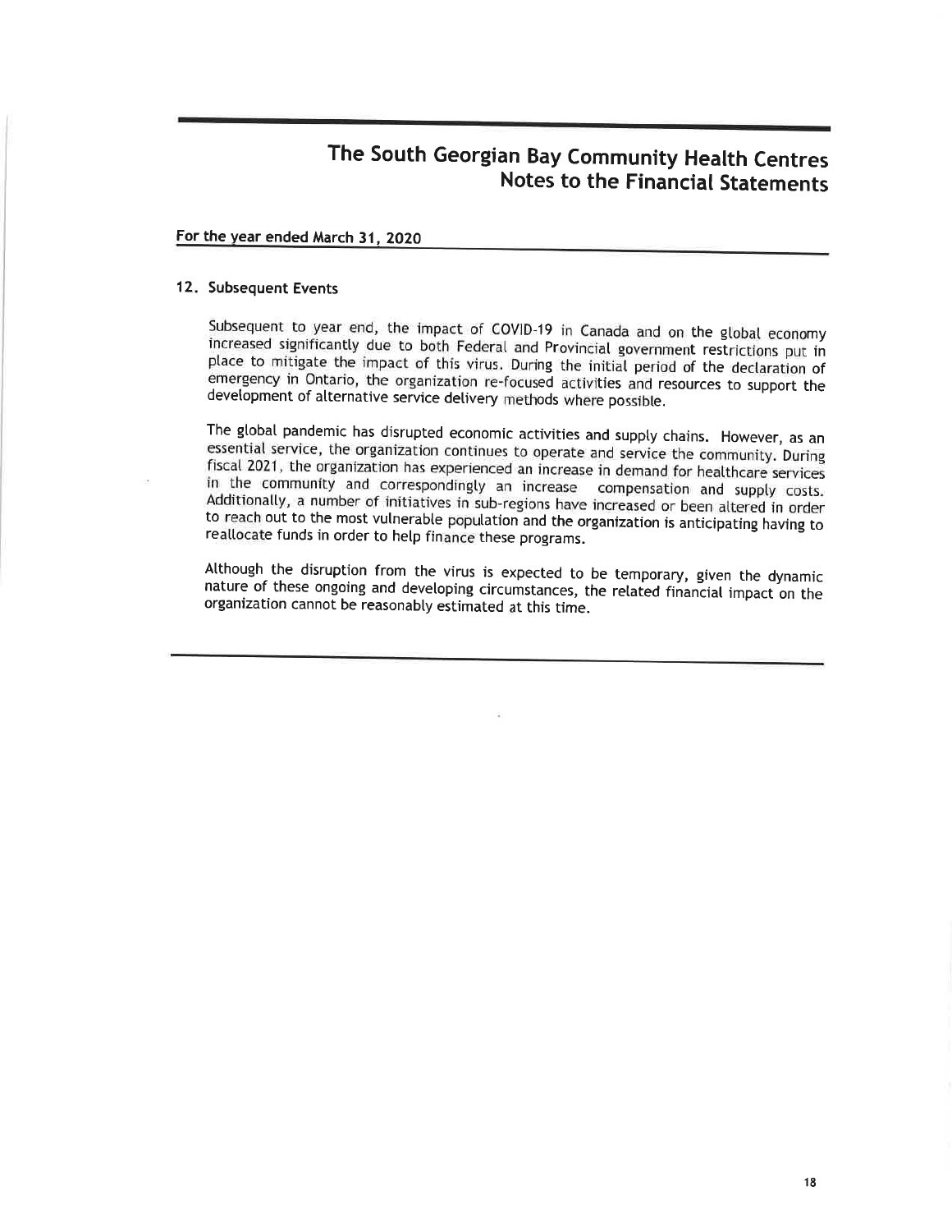# The South Georgian Bay Community Health Centres
## Notes to the Financial Statements

**For the year ended March 31, 2020**

### 12. Subsequent Events

Subsequent to year end, the impact of COVID-19 in Canada and on the global economy increased significantly due to both Federal and Provincial government restrictions put in place to mitigate the impact of this virus. During the initial period of the declaration of emergency in Ontario, the organization re-focused activities and resources to support the development of alternative service delivery methods where possible.

The global pandemic has disrupted economic activities and supply chains. However, as an essential service, the organization continues to operate and service the community. During fiscal 2021, the organization has experienced an increase in demand for healthcare services in the community and correspondingly an increase compensation and supply costs. Additionally, a number of initiatives in sub-regions have increased or been altered in order to reach out to the most vulnerable population and the organization is anticipating having to reallocate funds in order to help finance these programs.

Although the disruption from the virus is expected to be temporary, given the dynamic nature of these ongoing and developing circumstances, the related financial impact on the organization cannot be reasonably estimated at this time.